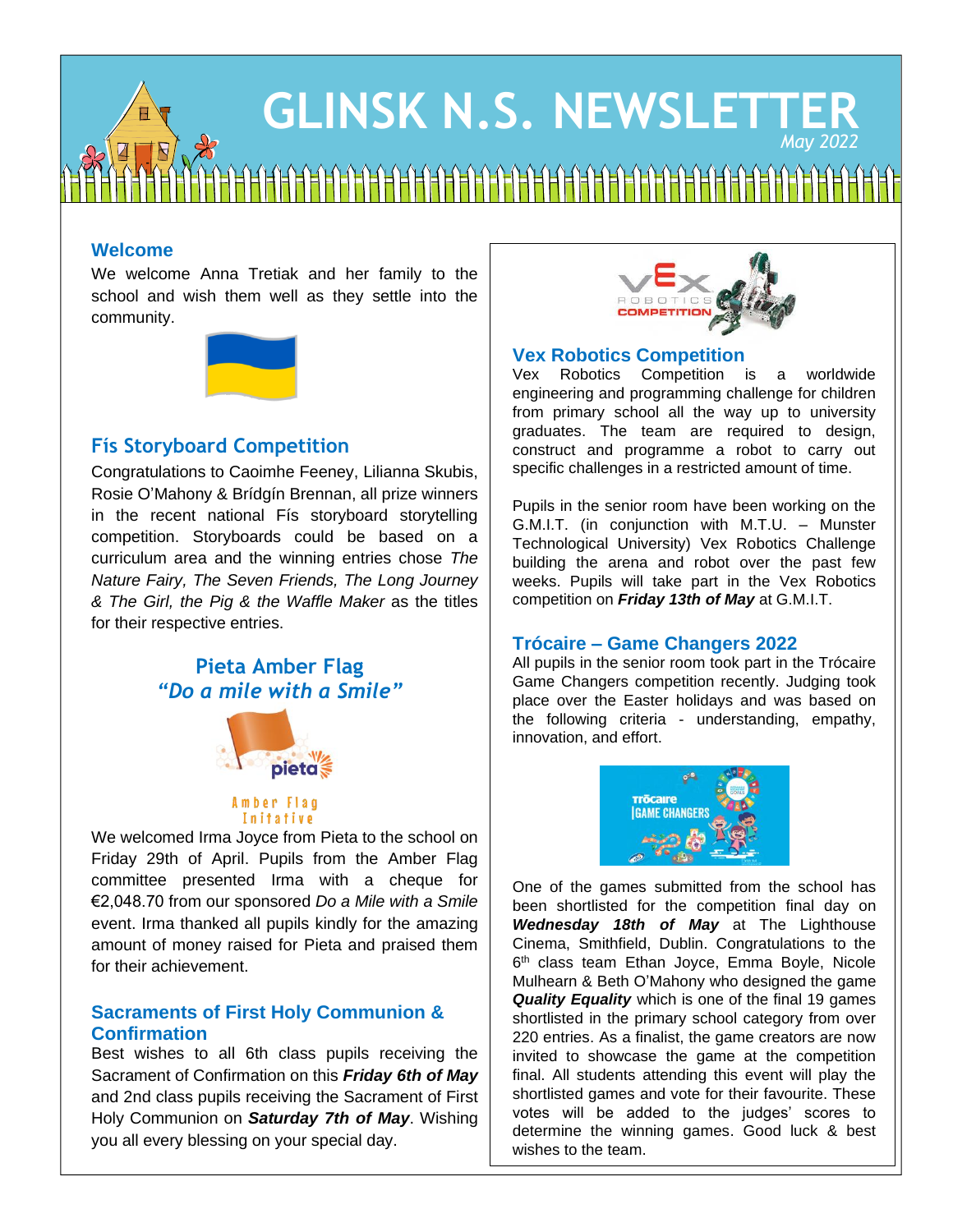# GLINSK N.S. NEWSLETTER

*May 2022*

## Welcome

We welcome Anna Tretiak and her family to the school and wish them well as they settle into the community.

## Fís Storyboard Competition

Congratulations to Caoimhe Feeney, Lilianna Skubis, Rosie O'Mahony & Brídgín Brennan, all prize winners in the recent national Fís storyboard storytelling competition. Storyboards could be based on a curriculum area and the winning entries chose *The Nature Fairy, The Seven Friends, The Long Journey & The Girl, the Pig & the Waffle Maker* as the titles for their respective entries.

## Pieta Amber Flag
### *"Do a mile with a Smile"*

Amber Flag Initative

We welcomed Irma Joyce from Pieta to the school on Friday 29th of April. Pupils from the Amber Flag committee presented Irma with a cheque for €2,048.70 from our sponsored *Do a Mile with a Smile* event. Irma thanked all pupils kindly for the amazing amount of money raised for Pieta and praised them for their achievement.

## Sacraments of First Holy Communion & Confirmation

Best wishes to all 6th class pupils receiving the Sacrament of Confirmation on this ***Friday 6th of May*** and 2nd class pupils receiving the Sacrament of First Holy Communion on ***Saturday 7th of May***. Wishing you all every blessing on your special day.

## Vex Robotics Competition

Vex Robotics Competition is a worldwide engineering and programming challenge for children from primary school all the way up to university graduates. The team are required to design, construct and programme a robot to carry out specific challenges in a restricted amount of time.

Pupils in the senior room have been working on the G.M.I.T. (in conjunction with M.T.U. – Munster Technological University) Vex Robotics Challenge building the arena and robot over the past few weeks. Pupils will take part in the Vex Robotics competition on ***Friday 13th of May*** at G.M.I.T.

## Trócaire – Game Changers 2022

All pupils in the senior room took part in the Trócaire Game Changers competition recently. Judging took place over the Easter holidays and was based on the following criteria - understanding, empathy, innovation, and effort.

One of the games submitted from the school has been shortlisted for the competition final day on ***Wednesday 18th of May*** at The Lighthouse Cinema, Smithfield, Dublin. Congratulations to the 6th class team Ethan Joyce, Emma Boyle, Nicole Mulhearn & Beth O'Mahony who designed the game ***Quality Equality*** which is one of the final 19 games shortlisted in the primary school category from over 220 entries. As a finalist, the game creators are now invited to showcase the game at the competition final. All students attending this event will play the shortlisted games and vote for their favourite. These votes will be added to the judges' scores to determine the winning games. Good luck & best wishes to the team.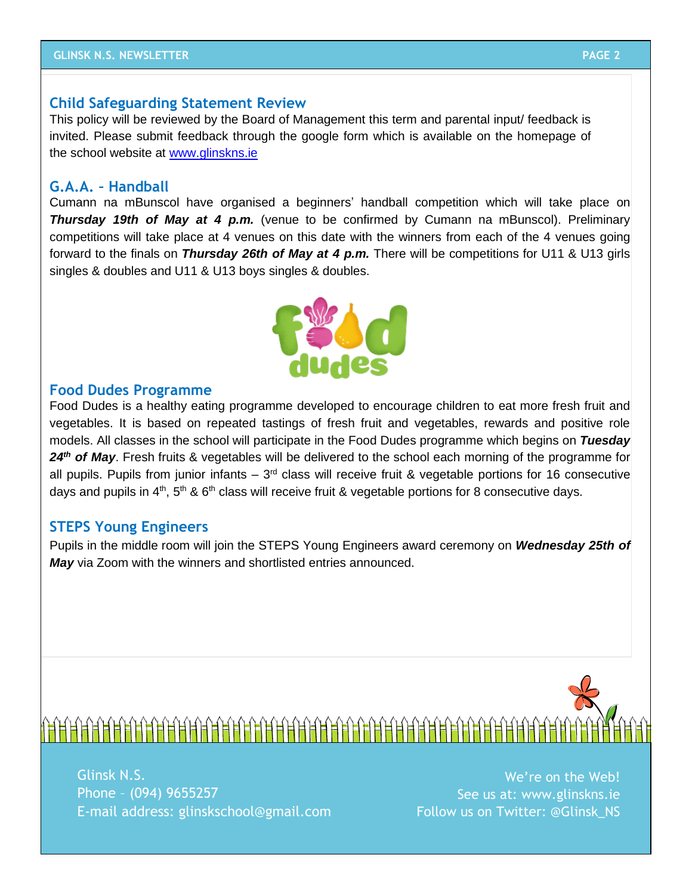## Child Safeguarding Statement Review

This policy will be reviewed by the Board of Management this term and parental input/ feedback is invited. Please submit feedback through the google form which is available on the homepage of the school website at www.glinskns.ie

## G.A.A. – Handball

Cumann na mBunscol have organised a beginners' handball competition which will take place on ***Thursday 19th of May at 4 p.m.*** (venue to be confirmed by Cumann na mBunscol). Preliminary competitions will take place at 4 venues on this date with the winners from each of the 4 venues going forward to the finals on ***Thursday 26th of May at 4 p.m.*** There will be competitions for U11 & U13 girls singles & doubles and U11 & U13 boys singles & doubles.

## Food Dudes Programme

Food Dudes is a healthy eating programme developed to encourage children to eat more fresh fruit and vegetables. It is based on repeated tastings of fresh fruit and vegetables, rewards and positive role models. All classes in the school will participate in the Food Dudes programme which begins on ***Tuesday 24th of May***. Fresh fruits & vegetables will be delivered to the school each morning of the programme for all pupils. Pupils from junior infants – 3rd class will receive fruit & vegetable portions for 16 consecutive days and pupils in 4th, 5th & 6th class will receive fruit & vegetable portions for 8 consecutive days.

## STEPS Young Engineers

Pupils in the middle room will join the STEPS Young Engineers award ceremony on ***Wednesday 25th of May*** via Zoom with the winners and shortlisted entries announced.

Glinsk N.S.
Phone – (094) 9655257
E-mail address: glinskschool@gmail.com

We're on the Web!
See us at: www.glinskns.ie
Follow us on Twitter: @Glinsk_NS